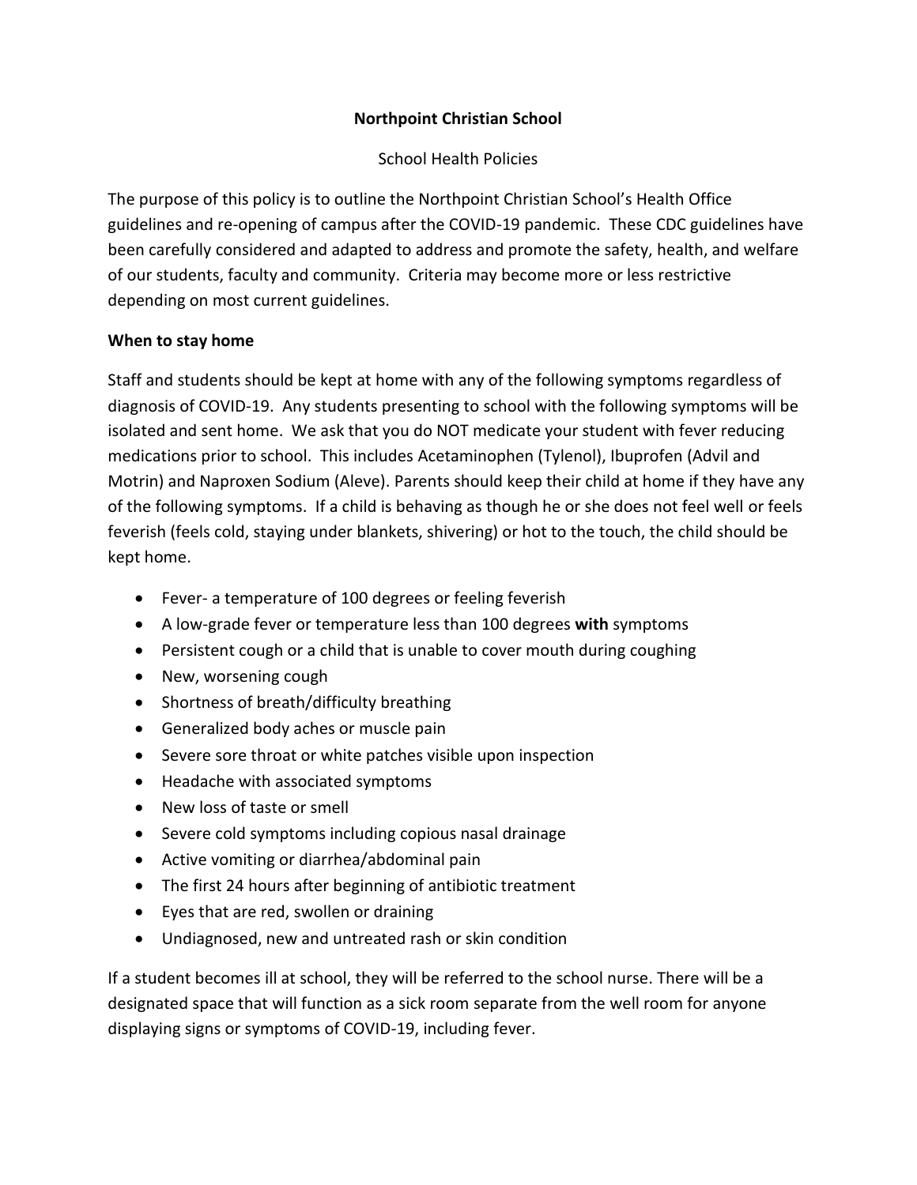**Northpoint Christian School**

School Health Policies

The purpose of this policy is to outline the Northpoint Christian School's Health Office guidelines and re-opening of campus after the COVID-19 pandemic. These CDC guidelines have been carefully considered and adapted to address and promote the safety, health, and welfare of our students, faculty and community. Criteria may become more or less restrictive depending on most current guidelines.

**When to stay home**

Staff and students should be kept at home with any of the following symptoms regardless of diagnosis of COVID-19. Any students presenting to school with the following symptoms will be isolated and sent home. We ask that you do NOT medicate your student with fever reducing medications prior to school. This includes Acetaminophen (Tylenol), Ibuprofen (Advil and Motrin) and Naproxen Sodium (Aleve). Parents should keep their child at home if they have any of the following symptoms. If a child is behaving as though he or she does not feel well or feels feverish (feels cold, staying under blankets, shivering) or hot to the touch, the child should be kept home.

- Fever- a temperature of 100 degrees or feeling feverish
- A low-grade fever or temperature less than 100 degrees **with** symptoms
- Persistent cough or a child that is unable to cover mouth during coughing
- New, worsening cough
- Shortness of breath/difficulty breathing
- Generalized body aches or muscle pain
- Severe sore throat or white patches visible upon inspection
- Headache with associated symptoms
- New loss of taste or smell
- Severe cold symptoms including copious nasal drainage
- Active vomiting or diarrhea/abdominal pain
- The first 24 hours after beginning of antibiotic treatment
- Eyes that are red, swollen or draining
- Undiagnosed, new and untreated rash or skin condition

If a student becomes ill at school, they will be referred to the school nurse. There will be a designated space that will function as a sick room separate from the well room for anyone displaying signs or symptoms of COVID-19, including fever.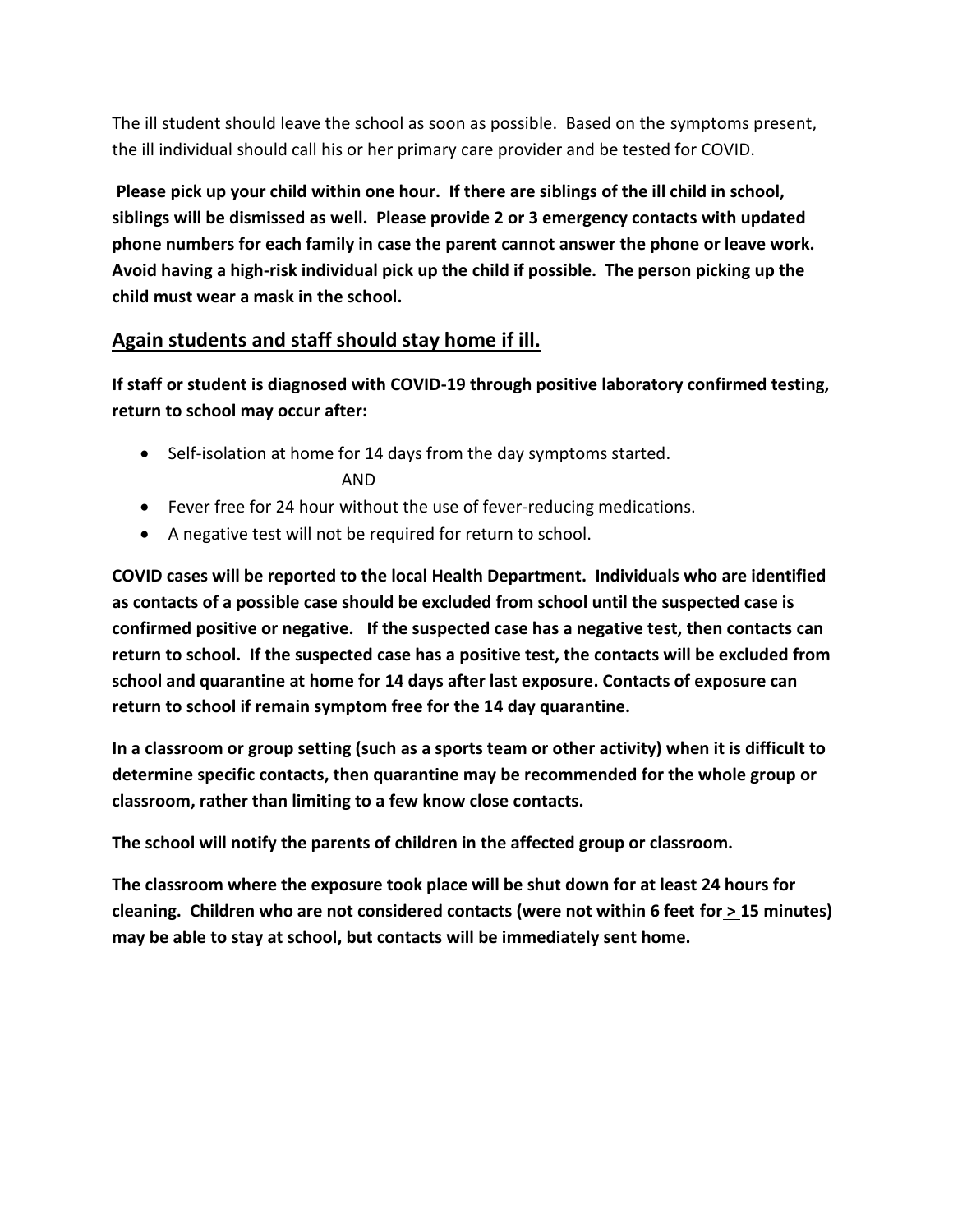The ill student should leave the school as soon as possible. Based on the symptoms present, the ill individual should call his or her primary care provider and be tested for COVID.

**Please pick up your child within one hour. If there are siblings of the ill child in school, siblings will be dismissed as well. Please provide 2 or 3 emergency contacts with updated phone numbers for each family in case the parent cannot answer the phone or leave work. Avoid having a high-risk individual pick up the child if possible. The person picking up the child must wear a mask in the school.**

## <u>Again students and staff should stay home if ill.</u>

**If staff or student is diagnosed with COVID-19 through positive laboratory confirmed testing, return to school may occur after:**

- Self-isolation at home for 14 days from the day symptoms started.
  AND
- Fever free for 24 hour without the use of fever-reducing medications.
- A negative test will not be required for return to school.

**COVID cases will be reported to the local Health Department. Individuals who are identified as contacts of a possible case should be excluded from school until the suspected case is confirmed positive or negative. If the suspected case has a negative test, then contacts can return to school. If the suspected case has a positive test, the contacts will be excluded from school and quarantine at home for 14 days after last exposure. Contacts of exposure can return to school if remain symptom free for the 14 day quarantine.**

**In a classroom or group setting (such as a sports team or other activity) when it is difficult to determine specific contacts, then quarantine may be recommended for the whole group or classroom, rather than limiting to a few know close contacts.**

**The school will notify the parents of children in the affected group or classroom.**

**The classroom where the exposure took place will be shut down for at least 24 hours for cleaning. Children who are not considered contacts (were not within 6 feet for ≥ 15 minutes) may be able to stay at school, but contacts will be immediately sent home.**